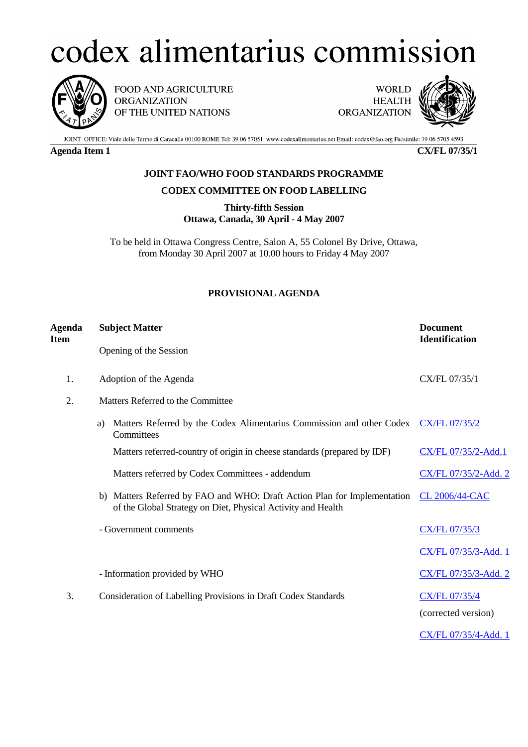# codex alimentarius commission

FOOD AND AGRICULTURE ORGANIZATION OF THE UNITED NATIONS

WORLD HEALTH ORGANIZATION

JOINT OFFICE: Viale delle Terme di Caracalla 00100 ROME Tel: 39 06 57051 www.codexalimentarius.net Email: codex@fao.org Facsimile: 39 06 5705 4593

**Agenda Item 1** **CX/FL 07/35/1**

**JOINT FAO/WHO FOOD STANDARDS PROGRAMME**

**CODEX COMMITTEE ON FOOD LABELLING**

**Thirty-fifth Session**
**Ottawa, Canada, 30 April - 4 May 2007**

To be held in Ottawa Congress Centre, Salon A, 55 Colonel By Drive, Ottawa, from Monday 30 April 2007 at 10.00 hours to Friday 4 May 2007

## PROVISIONAL AGENDA

| Agenda Item | Subject Matter | Document Identification |
|---|---|---|
| | Opening of the Session | |
| 1. | Adoption of the Agenda | CX/FL 07/35/1 |
| 2. | Matters Referred to the Committee | |
| | a) Matters Referred by the Codex Alimentarius Commission and other Codex Committees | CX/FL 07/35/2 |
| | Matters referred-country of origin in cheese standards (prepared by IDF) | CX/FL 07/35/2-Add.1 |
| | Matters referred by Codex Committees - addendum | CX/FL 07/35/2-Add. 2 |
| | b) Matters Referred by FAO and WHO: Draft Action Plan for Implementation of the Global Strategy on Diet, Physical Activity and Health | CL 2006/44-CAC |
| | - Government comments | CX/FL 07/35/3 |
| | | CX/FL 07/35/3-Add. 1 |
| | - Information provided by WHO | CX/FL 07/35/3-Add. 2 |
| 3. | Consideration of Labelling Provisions in Draft Codex Standards | CX/FL 07/35/4 (corrected version) |
| | | CX/FL 07/35/4-Add. 1 |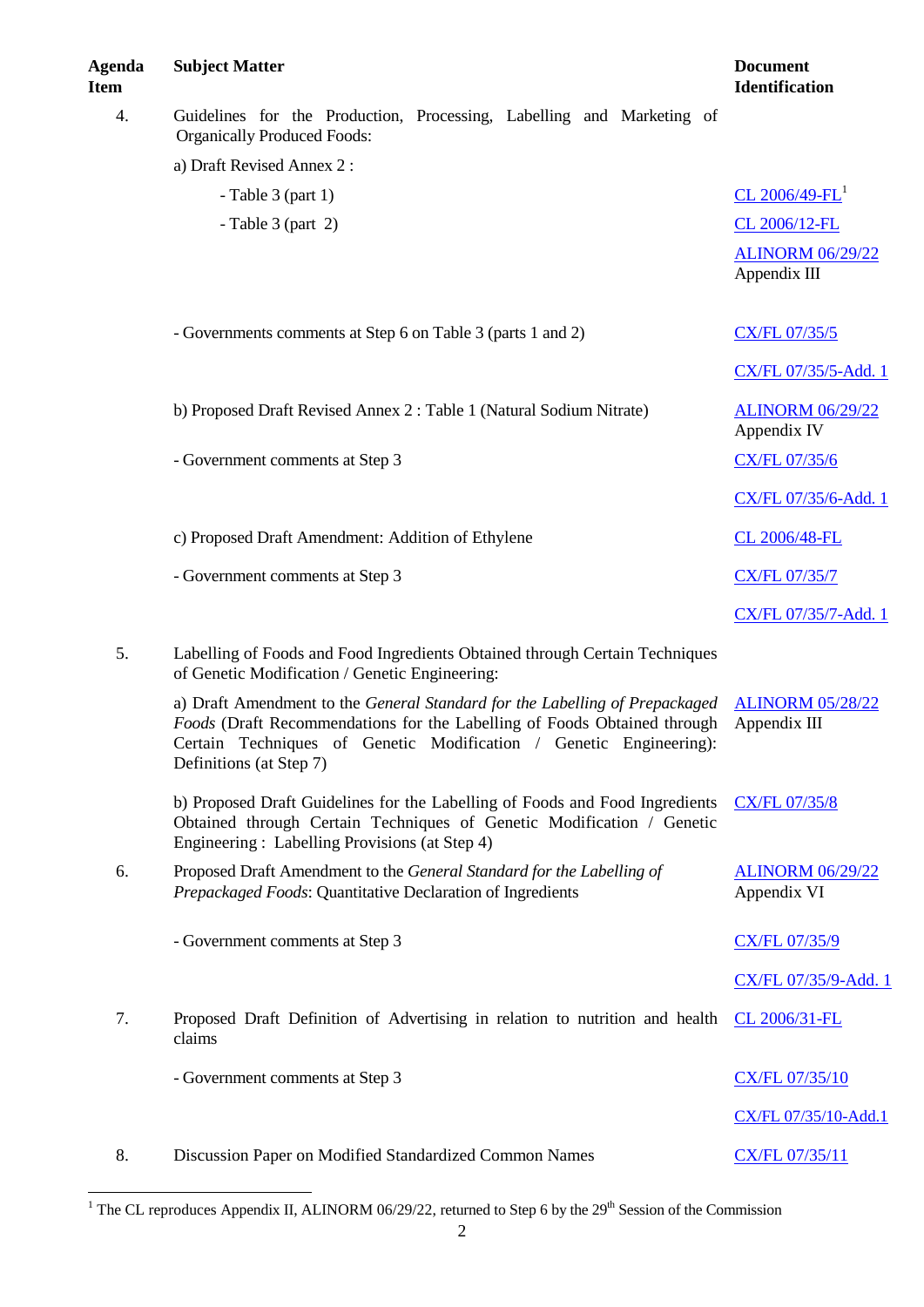| Agenda Item | Subject Matter | Document Identification |
|---|---|---|
| 4. | Guidelines for the Production, Processing, Labelling and Marketing of Organically Produced Foods: | |
| | a) Draft Revised Annex 2 : | |
| | - Table 3 (part 1) | CL 2006/49-FL[1] |
| | - Table 3 (part 2) | CL 2006/12-FL |
| | | ALINORM 06/29/22 Appendix III |
| | - Governments comments at Step 6 on Table 3 (parts 1 and 2) | CX/FL 07/35/5 |
| | | CX/FL 07/35/5-Add. 1 |
| | b) Proposed Draft Revised Annex 2 : Table 1 (Natural Sodium Nitrate) | ALINORM 06/29/22 Appendix IV |
| | - Government comments at Step 3 | CX/FL 07/35/6 |
| | | CX/FL 07/35/6-Add. 1 |
| | c) Proposed Draft Amendment: Addition of Ethylene | CL 2006/48-FL |
| | - Government comments at Step 3 | CX/FL 07/35/7 |
| | | CX/FL 07/35/7-Add. 1 |
| 5. | Labelling of Foods and Food Ingredients Obtained through Certain Techniques of Genetic Modification / Genetic Engineering: | |
| | a) Draft Amendment to the *General Standard for the Labelling of Prepackaged Foods* (Draft Recommendations for the Labelling of Foods Obtained through Certain Techniques of Genetic Modification / Genetic Engineering): Definitions (at Step 7) | ALINORM 05/28/22 Appendix III |
| | b) Proposed Draft Guidelines for the Labelling of Foods and Food Ingredients Obtained through Certain Techniques of Genetic Modification / Genetic Engineering : Labelling Provisions (at Step 4) | CX/FL 07/35/8 |
| 6. | Proposed Draft Amendment to the *General Standard for the Labelling of Prepackaged Foods*: Quantitative Declaration of Ingredients | ALINORM 06/29/22 Appendix VI |
| | - Government comments at Step 3 | CX/FL 07/35/9 |
| | | CX/FL 07/35/9-Add. 1 |
| 7. | Proposed Draft Definition of Advertising in relation to nutrition and health claims | CL 2006/31-FL |
| | - Government comments at Step 3 | CX/FL 07/35/10 |
| | | CX/FL 07/35/10-Add.1 |
| 8. | Discussion Paper on Modified Standardized Common Names | CX/FL 07/35/11 |

[1] The CL reproduces Appendix II, ALINORM 06/29/22, returned to Step 6 by the 29th Session of the Commission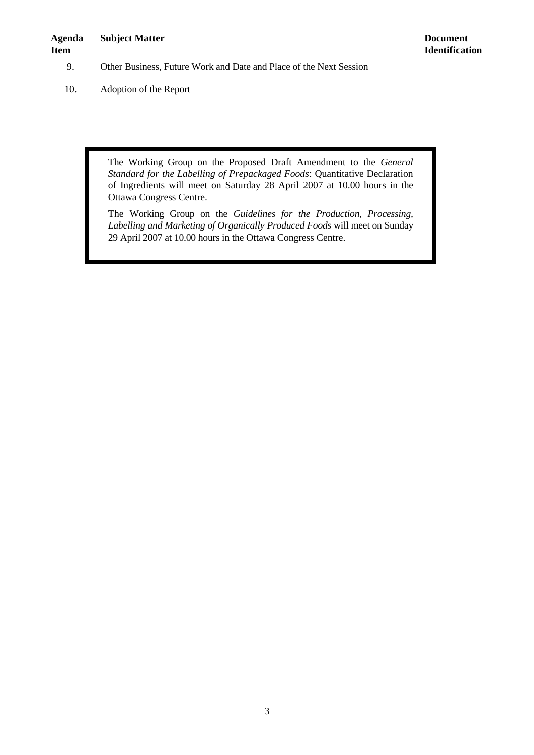| Agenda Item | Subject Matter | Document Identification |
|---|---|---|
| 9. | Other Business, Future Work and Date and Place of the Next Session | |
| 10. | Adoption of the Report | |

The Working Group on the Proposed Draft Amendment to the *General Standard for the Labelling of Prepackaged Foods*: Quantitative Declaration of Ingredients will meet on Saturday 28 April 2007 at 10.00 hours in the Ottawa Congress Centre.

The Working Group on the *Guidelines for the Production, Processing, Labelling and Marketing of Organically Produced Foods* will meet on Sunday 29 April 2007 at 10.00 hours in the Ottawa Congress Centre.